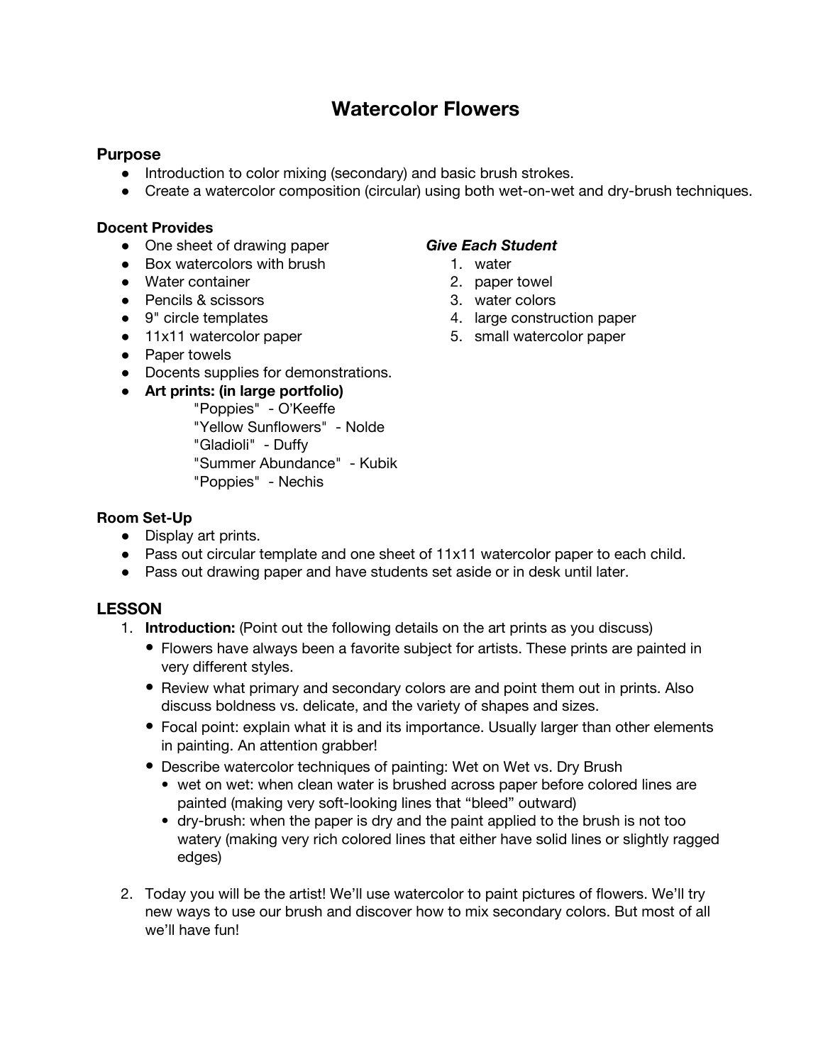# Watercolor Flowers

### Purpose

- Introduction to color mixing (secondary) and basic brush strokes.
- Create a watercolor composition (circular) using both wet-on-wet and dry-brush techniques.

**Docent Provides**

- One sheet of drawing paper
- Box watercolors with brush
- Water container
- Pencils & scissors
- 9" circle templates
- 11x11 watercolor paper
- Paper towels
- Docents supplies for demonstrations.
- **Art prints: (in large portfolio)**
  - "Poppies" - O'Keeffe
  - "Yellow Sunflowers" - Nolde
  - "Gladioli" - Duffy
  - "Summer Abundance" - Kubik
  - "Poppies" - Nechis

***Give Each Student***

1. water
2. paper towel
3. water colors
4. large construction paper
5. small watercolor paper

**Room Set-Up**

- Display art prints.
- Pass out circular template and one sheet of 11x11 watercolor paper to each child.
- Pass out drawing paper and have students set aside or in desk until later.

## LESSON

1. **Introduction:** (Point out the following details on the art prints as you discuss)
   - Flowers have always been a favorite subject for artists. These prints are painted in very different styles.
   - Review what primary and secondary colors are and point them out in prints. Also discuss boldness vs. delicate, and the variety of shapes and sizes.
   - Focal point: explain what it is and its importance. Usually larger than other elements in painting. An attention grabber!
   - Describe watercolor techniques of painting: Wet on Wet vs. Dry Brush
     - wet on wet: when clean water is brushed across paper before colored lines are painted (making very soft-looking lines that "bleed" outward)
     - dry-brush: when the paper is dry and the paint applied to the brush is not too watery (making very rich colored lines that either have solid lines or slightly ragged edges)

2. Today you will be the artist! We'll use watercolor to paint pictures of flowers. We'll try new ways to use our brush and discover how to mix secondary colors. But most of all we'll have fun!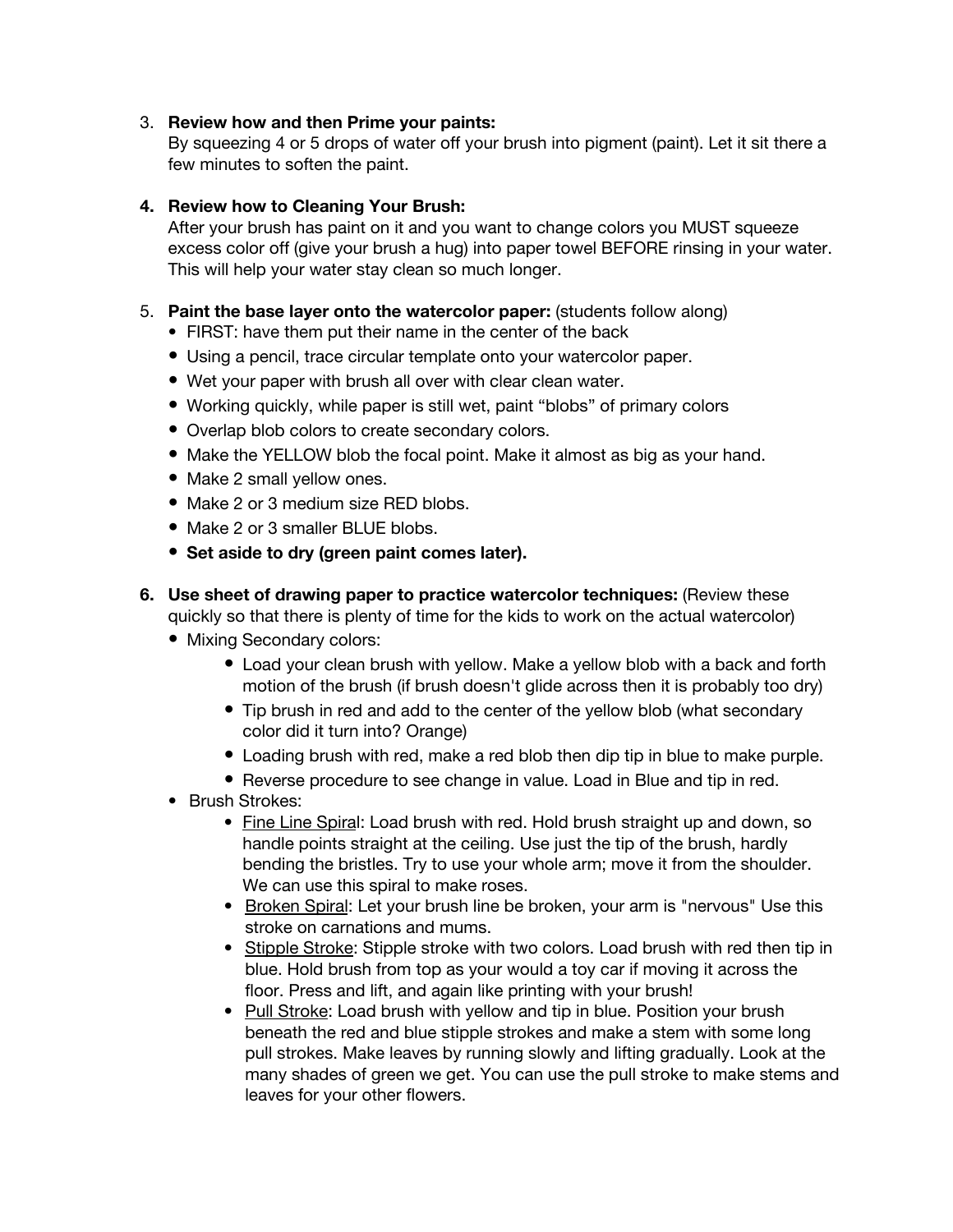3. **Review how and then Prime your paints:**
   By squeezing 4 or 5 drops of water off your brush into pigment (paint). Let it sit there a few minutes to soften the paint.

4. **Review how to Cleaning Your Brush:**
   After your brush has paint on it and you want to change colors you MUST squeeze excess color off (give your brush a hug) into paper towel BEFORE rinsing in your water. This will help your water stay clean so much longer.

5. **Paint the base layer onto the watercolor paper:** (students follow along)
   - FIRST: have them put their name in the center of the back
   - Using a pencil, trace circular template onto your watercolor paper.
   - Wet your paper with brush all over with clear clean water.
   - Working quickly, while paper is still wet, paint "blobs" of primary colors
   - Overlap blob colors to create secondary colors.
   - Make the YELLOW blob the focal point. Make it almost as big as your hand.
   - Make 2 small yellow ones.
   - Make 2 or 3 medium size RED blobs.
   - Make 2 or 3 smaller BLUE blobs.
   - **Set aside to dry (green paint comes later).**

6. **Use sheet of drawing paper to practice watercolor techniques:** (Review these quickly so that there is plenty of time for the kids to work on the actual watercolor)
   - Mixing Secondary colors:
     - Load your clean brush with yellow. Make a yellow blob with a back and forth motion of the brush (if brush doesn't glide across then it is probably too dry)
     - Tip brush in red and add to the center of the yellow blob (what secondary color did it turn into? Orange)
     - Loading brush with red, make a red blob then dip tip in blue to make purple.
     - Reverse procedure to see change in value. Load in Blue and tip in red.
   - Brush Strokes:
     - <u>Fine Line Spiral</u>: Load brush with red. Hold brush straight up and down, so handle points straight at the ceiling. Use just the tip of the brush, hardly bending the bristles. Try to use your whole arm; move it from the shoulder. We can use this spiral to make roses.
     - <u>Broken Spiral</u>: Let your brush line be broken, your arm is "nervous" Use this stroke on carnations and mums.
     - <u>Stipple Stroke</u>: Stipple stroke with two colors. Load brush with red then tip in blue. Hold brush from top as your would a toy car if moving it across the floor. Press and lift, and again like printing with your brush!
     - <u>Pull Stroke</u>: Load brush with yellow and tip in blue. Position your brush beneath the red and blue stipple strokes and make a stem with some long pull strokes. Make leaves by running slowly and lifting gradually. Look at the many shades of green we get. You can use the pull stroke to make stems and leaves for your other flowers.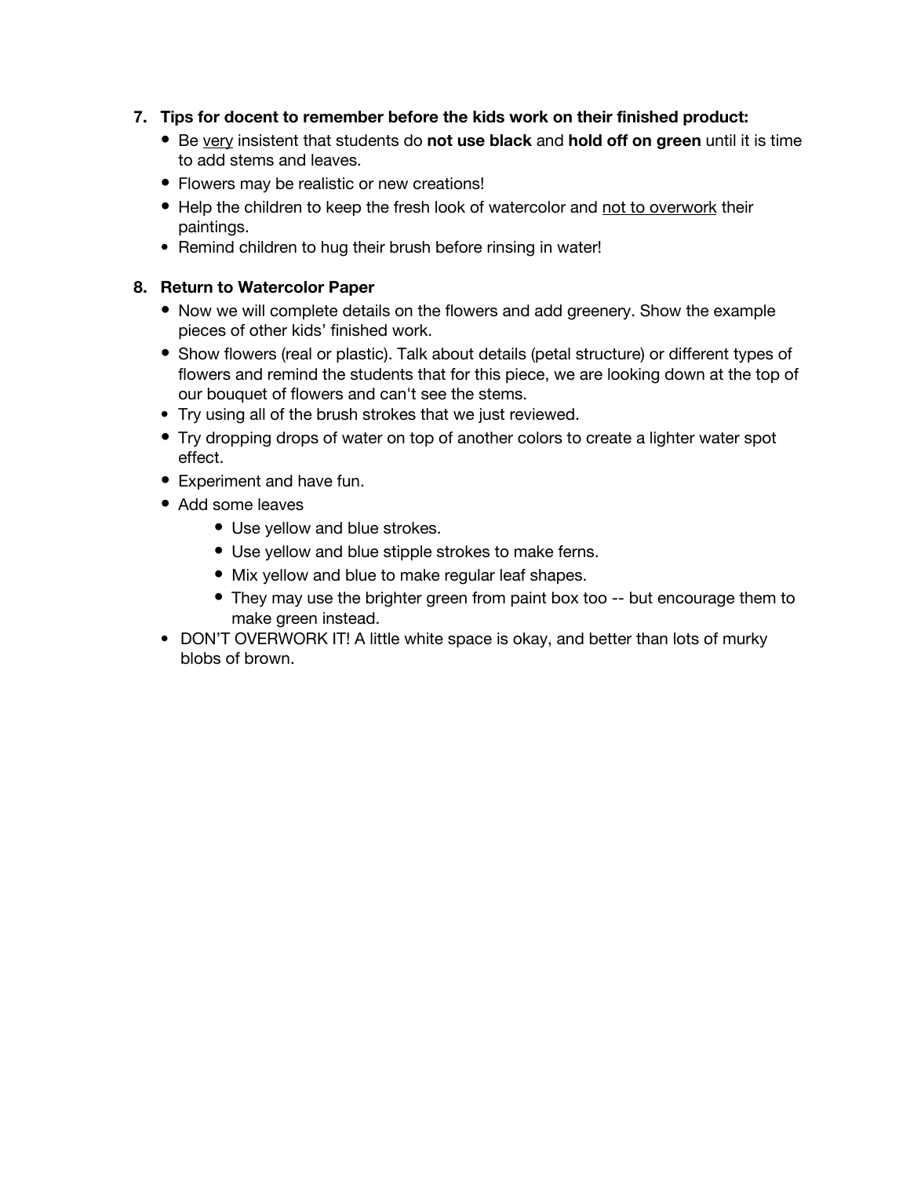7. **Tips for docent to remember before the kids work on their finished product:**
   - Be <u>very</u> insistent that students do **not use black** and **hold off on green** until it is time to add stems and leaves.
   - Flowers may be realistic or new creations!
   - Help the children to keep the fresh look of watercolor and <u>not to overwork</u> their paintings.
   - Remind children to hug their brush before rinsing in water!

8. **Return to Watercolor Paper**
   - Now we will complete details on the flowers and add greenery. Show the example pieces of other kids' finished work.
   - Show flowers (real or plastic). Talk about details (petal structure) or different types of flowers and remind the students that for this piece, we are looking down at the top of our bouquet of flowers and can't see the stems.
   - Try using all of the brush strokes that we just reviewed.
   - Try dropping drops of water on top of another colors to create a lighter water spot effect.
   - Experiment and have fun.
   - Add some leaves
     - Use yellow and blue strokes.
     - Use yellow and blue stipple strokes to make ferns.
     - Mix yellow and blue to make regular leaf shapes.
     - They may use the brighter green from paint box too -- but encourage them to make green instead.
   - DON'T OVERWORK IT! A little white space is okay, and better than lots of murky blobs of brown.